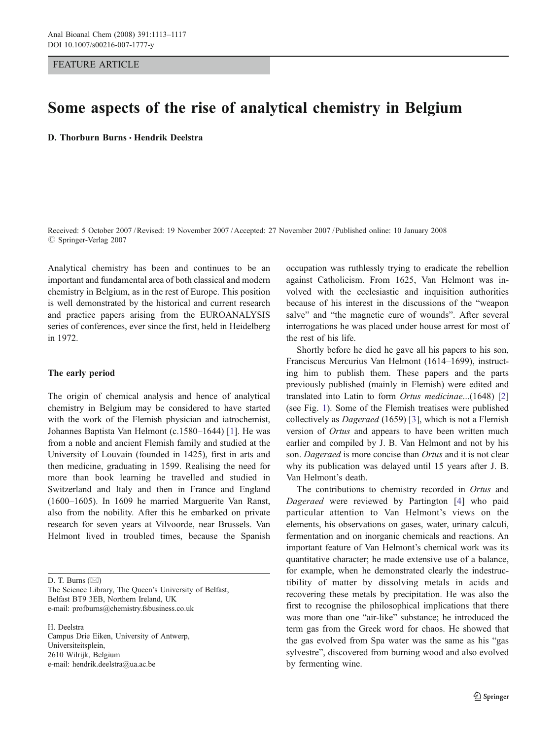FEATURE ARTICLE

# Some aspects of the rise of analytical chemistry in Belgium

**D. Thorburn Burns · Hendrik Deelstra**

Received: 5 October 2007 / Revised: 19 November 2007 / Accepted: 27 November 2007 / Published online: 10 January 2008
© Springer-Verlag 2007

Analytical chemistry has been and continues to be an important and fundamental area of both classical and modern chemistry in Belgium, as in the rest of Europe. This position is well demonstrated by the historical and current research and practice papers arising from the EUROANALYSIS series of conferences, ever since the first, held in Heidelberg in 1972.

## The early period

The origin of chemical analysis and hence of analytical chemistry in Belgium may be considered to have started with the work of the Flemish physician and iatrochemist, Johannes Baptista Van Helmont (c.1580–1644) [1]. He was from a noble and ancient Flemish family and studied at the University of Louvain (founded in 1425), first in arts and then medicine, graduating in 1599. Realising the need for more than book learning he travelled and studied in Switzerland and Italy and then in France and England (1600–1605). In 1609 he married Marguerite Van Ranst, also from the nobility. After this he embarked on private research for seven years at Vilvoorde, near Brussels. Van Helmont lived in troubled times, because the Spanish occupation was ruthlessly trying to eradicate the rebellion against Catholicism. From 1625, Van Helmont was involved with the ecclesiastic and inquisition authorities because of his interest in the discussions of the "weapon salve" and "the magnetic cure of wounds". After several interrogations he was placed under house arrest for most of the rest of his life.

Shortly before he died he gave all his papers to his son, Franciscus Mercurius Van Helmont (1614–1699), instructing him to publish them. These papers and the parts previously published (mainly in Flemish) were edited and translated into Latin to form *Ortus medicinae*...(1648) [2] (see Fig. 1). Some of the Flemish treatises were published collectively as *Dageraed* (1659) [3], which is not a Flemish version of *Ortus* and appears to have been written much earlier and compiled by J. B. Van Helmont and not by his son. *Dageraed* is more concise than *Ortus* and it is not clear why its publication was delayed until 15 years after J. B. Van Helmont's death.

The contributions to chemistry recorded in *Ortus* and *Dageraed* were reviewed by Partington [4] who paid particular attention to Van Helmont's views on the elements, his observations on gases, water, urinary calculi, fermentation and on inorganic chemicals and reactions. An important feature of Van Helmont's chemical work was its quantitative character; he made extensive use of a balance, for example, when he demonstrated clearly the indestructibility of matter by dissolving metals in acids and recovering these metals by precipitation. He was also the first to recognise the philosophical implications that there was more than one "air-like" substance; he introduced the term gas from the Greek word for chaos. He showed that the gas evolved from Spa water was the same as his "gas sylvestre", discovered from burning wood and also evolved by fermenting wine.

D. T. Burns (✉)
The Science Library, The Queen's University of Belfast,
Belfast BT9 3EB, Northern Ireland, UK
e-mail: profburns@chemistry.fsbusiness.co.uk

H. Deelstra
Campus Drie Eiken, University of Antwerp,
Universiteitsplein,
2610 Wilrijk, Belgium
e-mail: hendrik.deelstra@ua.ac.be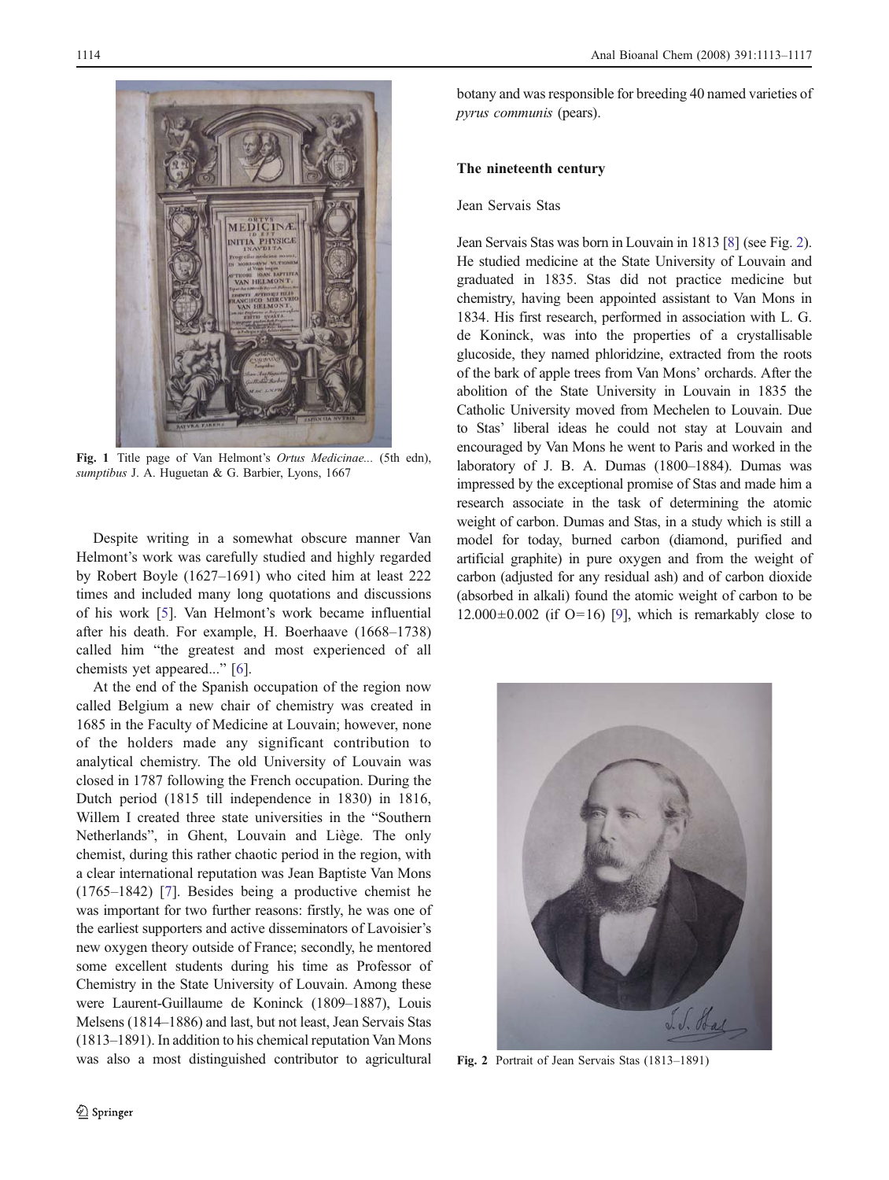Fig. 1 Title page of Van Helmont's *Ortus Medicinae...* (5th edn), *sumptibus* J. A. Huguetan & G. Barbier, Lyons, 1667

Despite writing in a somewhat obscure manner Van Helmont's work was carefully studied and highly regarded by Robert Boyle (1627–1691) who cited him at least 222 times and included many long quotations and discussions of his work [5]. Van Helmont's work became influential after his death. For example, H. Boerhaave (1668–1738) called him "the greatest and most experienced of all chemists yet appeared..." [6].

At the end of the Spanish occupation of the region now called Belgium a new chair of chemistry was created in 1685 in the Faculty of Medicine at Louvain; however, none of the holders made any significant contribution to analytical chemistry. The old University of Louvain was closed in 1787 following the French occupation. During the Dutch period (1815 till independence in 1830) in 1816, Willem I created three state universities in the "Southern Netherlands", in Ghent, Louvain and Liège. The only chemist, during this rather chaotic period in the region, with a clear international reputation was Jean Baptiste Van Mons (1765–1842) [7]. Besides being a productive chemist he was important for two further reasons: firstly, he was one of the earliest supporters and active disseminators of Lavoisier's new oxygen theory outside of France; secondly, he mentored some excellent students during his time as Professor of Chemistry in the State University of Louvain. Among these were Laurent-Guillaume de Koninck (1809–1887), Louis Melsens (1814–1886) and last, but not least, Jean Servais Stas (1813–1891). In addition to his chemical reputation Van Mons was also a most distinguished contributor to agricultural botany and was responsible for breeding 40 named varieties of *pyrus communis* (pears).

## The nineteenth century

### Jean Servais Stas

Jean Servais Stas was born in Louvain in 1813 [8] (see Fig. 2). He studied medicine at the State University of Louvain and graduated in 1835. Stas did not practice medicine but chemistry, having been appointed assistant to Van Mons in 1834. His first research, performed in association with L. G. de Koninck, was into the properties of a crystallisable glucoside, they named phloridzine, extracted from the roots of the bark of apple trees from Van Mons' orchards. After the abolition of the State University in Louvain in 1835 the Catholic University moved from Mechelen to Louvain. Due to Stas' liberal ideas he could not stay at Louvain and encouraged by Van Mons he went to Paris and worked in the laboratory of J. B. A. Dumas (1800–1884). Dumas was impressed by the exceptional promise of Stas and made him a research associate in the task of determining the atomic weight of carbon. Dumas and Stas, in a study which is still a model for today, burned carbon (diamond, purified and artificial graphite) in pure oxygen and from the weight of carbon (adjusted for any residual ash) and of carbon dioxide (absorbed in alkali) found the atomic weight of carbon to be $12.000 \pm 0.002$ (if O=16) [9], which is remarkably close to

Fig. 2 Portrait of Jean Servais Stas (1813–1891)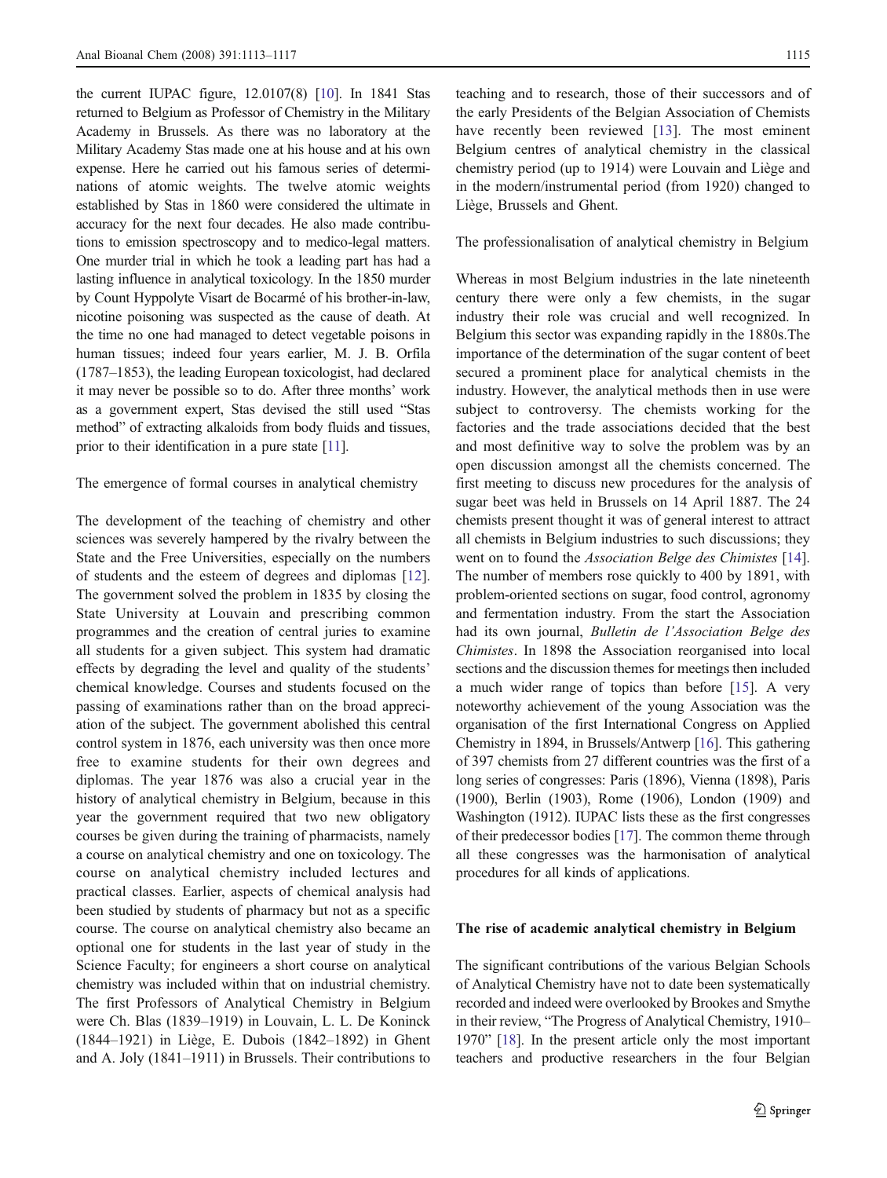the current IUPAC figure, 12.0107(8) [10]. In 1841 Stas returned to Belgium as Professor of Chemistry in the Military Academy in Brussels. As there was no laboratory at the Military Academy Stas made one at his house and at his own expense. Here he carried out his famous series of determinations of atomic weights. The twelve atomic weights established by Stas in 1860 were considered the ultimate in accuracy for the next four decades. He also made contributions to emission spectroscopy and to medico-legal matters. One murder trial in which he took a leading part has had a lasting influence in analytical toxicology. In the 1850 murder by Count Hyppolyte Visart de Bocarmé of his brother-in-law, nicotine poisoning was suspected as the cause of death. At the time no one had managed to detect vegetable poisons in human tissues; indeed four years earlier, M. J. B. Orfila (1787–1853), the leading European toxicologist, had declared it may never be possible so to do. After three months' work as a government expert, Stas devised the still used "Stas method" of extracting alkaloids from body fluids and tissues, prior to their identification in a pure state [11].

The emergence of formal courses in analytical chemistry

The development of the teaching of chemistry and other sciences was severely hampered by the rivalry between the State and the Free Universities, especially on the numbers of students and the esteem of degrees and diplomas [12]. The government solved the problem in 1835 by closing the State University at Louvain and prescribing common programmes and the creation of central juries to examine all students for a given subject. This system had dramatic effects by degrading the level and quality of the students' chemical knowledge. Courses and students focused on the passing of examinations rather than on the broad appreciation of the subject. The government abolished this central control system in 1876, each university was then once more free to examine students for their own degrees and diplomas. The year 1876 was also a crucial year in the history of analytical chemistry in Belgium, because in this year the government required that two new obligatory courses be given during the training of pharmacists, namely a course on analytical chemistry and one on toxicology. The course on analytical chemistry included lectures and practical classes. Earlier, aspects of chemical analysis had been studied by students of pharmacy but not as a specific course. The course on analytical chemistry also became an optional one for students in the last year of study in the Science Faculty; for engineers a short course on analytical chemistry was included within that on industrial chemistry. The first Professors of Analytical Chemistry in Belgium were Ch. Blas (1839–1919) in Louvain, L. L. De Koninck (1844–1921) in Liège, E. Dubois (1842–1892) in Ghent and A. Joly (1841–1911) in Brussels. Their contributions to teaching and to research, those of their successors and of the early Presidents of the Belgian Association of Chemists have recently been reviewed [13]. The most eminent Belgium centres of analytical chemistry in the classical chemistry period (up to 1914) were Louvain and Liège and in the modern/instrumental period (from 1920) changed to Liège, Brussels and Ghent.

The professionalisation of analytical chemistry in Belgium

Whereas in most Belgium industries in the late nineteenth century there were only a few chemists, in the sugar industry their role was crucial and well recognized. In Belgium this sector was expanding rapidly in the 1880s.The importance of the determination of the sugar content of beet secured a prominent place for analytical chemists in the industry. However, the analytical methods then in use were subject to controversy. The chemists working for the factories and the trade associations decided that the best and most definitive way to solve the problem was by an open discussion amongst all the chemists concerned. The first meeting to discuss new procedures for the analysis of sugar beet was held in Brussels on 14 April 1887. The 24 chemists present thought it was of general interest to attract all chemists in Belgium industries to such discussions; they went on to found the *Association Belge des Chimistes* [14]. The number of members rose quickly to 400 by 1891, with problem-oriented sections on sugar, food control, agronomy and fermentation industry. From the start the Association had its own journal, *Bulletin de l'Association Belge des Chimistes*. In 1898 the Association reorganised into local sections and the discussion themes for meetings then included a much wider range of topics than before [15]. A very noteworthy achievement of the young Association was the organisation of the first International Congress on Applied Chemistry in 1894, in Brussels/Antwerp [16]. This gathering of 397 chemists from 27 different countries was the first of a long series of congresses: Paris (1896), Vienna (1898), Paris (1900), Berlin (1903), Rome (1906), London (1909) and Washington (1912). IUPAC lists these as the first congresses of their predecessor bodies [17]. The common theme through all these congresses was the harmonisation of analytical procedures for all kinds of applications.

## The rise of academic analytical chemistry in Belgium

The significant contributions of the various Belgian Schools of Analytical Chemistry have not to date been systematically recorded and indeed were overlooked by Brookes and Smythe in their review, "The Progress of Analytical Chemistry, 1910–1970" [18]. In the present article only the most important teachers and productive researchers in the four Belgian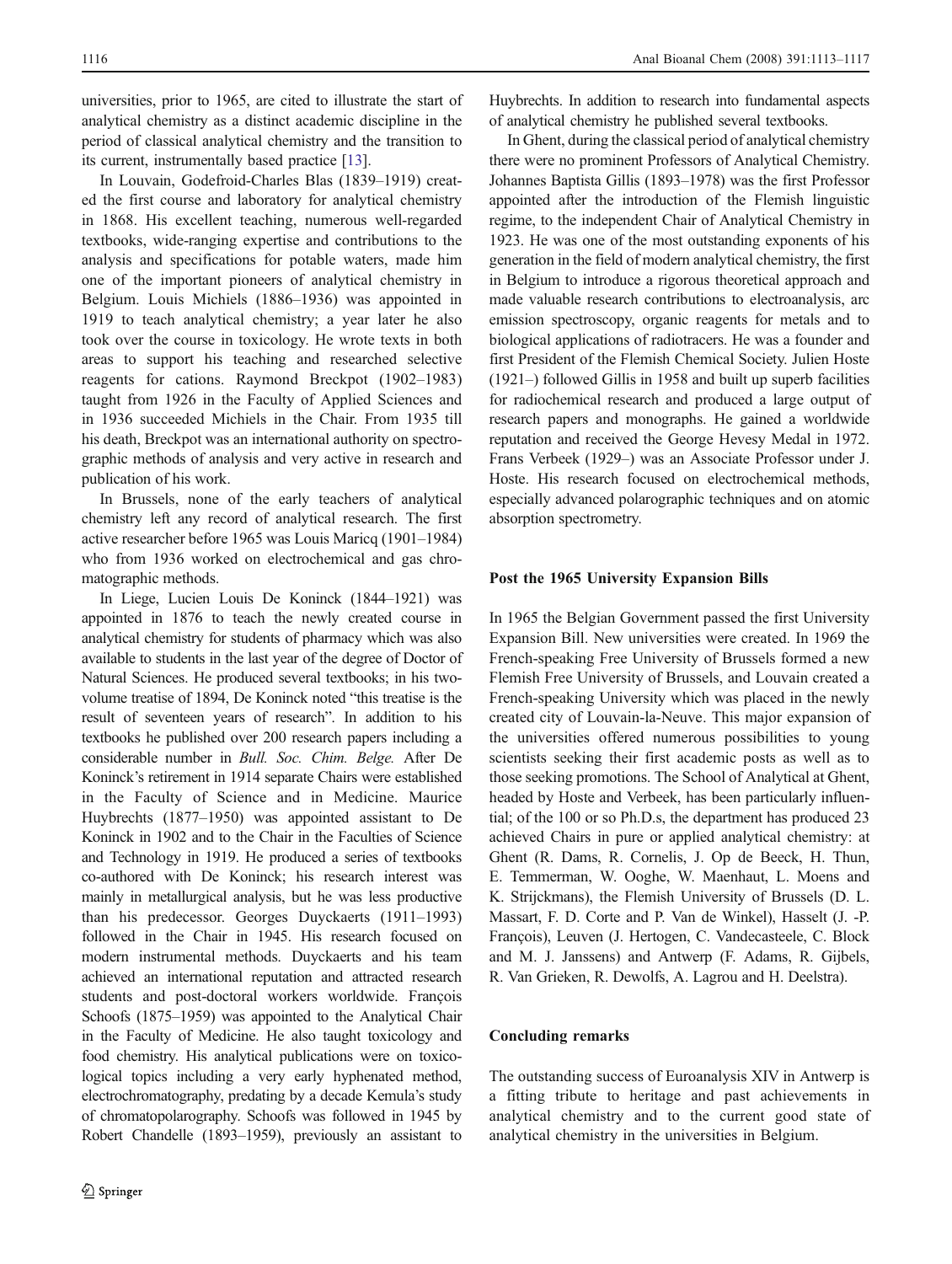universities, prior to 1965, are cited to illustrate the start of analytical chemistry as a distinct academic discipline in the period of classical analytical chemistry and the transition to its current, instrumentally based practice [13].

In Louvain, Godefroid-Charles Blas (1839–1919) created the first course and laboratory for analytical chemistry in 1868. His excellent teaching, numerous well-regarded textbooks, wide-ranging expertise and contributions to the analysis and specifications for potable waters, made him one of the important pioneers of analytical chemistry in Belgium. Louis Michiels (1886–1936) was appointed in 1919 to teach analytical chemistry; a year later he also took over the course in toxicology. He wrote texts in both areas to support his teaching and researched selective reagents for cations. Raymond Breckpot (1902–1983) taught from 1926 in the Faculty of Applied Sciences and in 1936 succeeded Michiels in the Chair. From 1935 till his death, Breckpot was an international authority on spectrographic methods of analysis and very active in research and publication of his work.

In Brussels, none of the early teachers of analytical chemistry left any record of analytical research. The first active researcher before 1965 was Louis Maricq (1901–1984) who from 1936 worked on electrochemical and gas chromatographic methods.

In Liege, Lucien Louis De Koninck (1844–1921) was appointed in 1876 to teach the newly created course in analytical chemistry for students of pharmacy which was also available to students in the last year of the degree of Doctor of Natural Sciences. He produced several textbooks; in his two-volume treatise of 1894, De Koninck noted "this treatise is the result of seventeen years of research". In addition to his textbooks he published over 200 research papers including a considerable number in *Bull. Soc. Chim. Belge.* After De Koninck's retirement in 1914 separate Chairs were established in the Faculty of Science and in Medicine. Maurice Huybrechts (1877–1950) was appointed assistant to De Koninck in 1902 and to the Chair in the Faculties of Science and Technology in 1919. He produced a series of textbooks co-authored with De Koninck; his research interest was mainly in metallurgical analysis, but he was less productive than his predecessor. Georges Duyckaerts (1911–1993) followed in the Chair in 1945. His research focused on modern instrumental methods. Duyckaerts and his team achieved an international reputation and attracted research students and post-doctoral workers worldwide. François Schoofs (1875–1959) was appointed to the Analytical Chair in the Faculty of Medicine. He also taught toxicology and food chemistry. His analytical publications were on toxicological topics including a very early hyphenated method, electrochromatography, predating by a decade Kemula's study of chromatopolarography. Schoofs was followed in 1945 by Robert Chandelle (1893–1959), previously an assistant to Huybrechts. In addition to research into fundamental aspects of analytical chemistry he published several textbooks.

In Ghent, during the classical period of analytical chemistry there were no prominent Professors of Analytical Chemistry. Johannes Baptista Gillis (1893–1978) was the first Professor appointed after the introduction of the Flemish linguistic regime, to the independent Chair of Analytical Chemistry in 1923. He was one of the most outstanding exponents of his generation in the field of modern analytical chemistry, the first in Belgium to introduce a rigorous theoretical approach and made valuable research contributions to electroanalysis, arc emission spectroscopy, organic reagents for metals and to biological applications of radiotracers. He was a founder and first President of the Flemish Chemical Society. Julien Hoste (1921–) followed Gillis in 1958 and built up superb facilities for radiochemical research and produced a large output of research papers and monographs. He gained a worldwide reputation and received the George Hevesy Medal in 1972. Frans Verbeek (1929–) was an Associate Professor under J. Hoste. His research focused on electrochemical methods, especially advanced polarographic techniques and on atomic absorption spectrometry.

## Post the 1965 University Expansion Bills

In 1965 the Belgian Government passed the first University Expansion Bill. New universities were created. In 1969 the French-speaking Free University of Brussels formed a new Flemish Free University of Brussels, and Louvain created a French-speaking University which was placed in the newly created city of Louvain-la-Neuve. This major expansion of the universities offered numerous possibilities to young scientists seeking their first academic posts as well as to those seeking promotions. The School of Analytical at Ghent, headed by Hoste and Verbeek, has been particularly influential; of the 100 or so Ph.D.s, the department has produced 23 achieved Chairs in pure or applied analytical chemistry: at Ghent (R. Dams, R. Cornelis, J. Op de Beeck, H. Thun, E. Temmerman, W. Ooghe, W. Maenhaut, L. Moens and K. Strijckmans), the Flemish University of Brussels (D. L. Massart, F. D. Corte and P. Van de Winkel), Hasselt (J. -P. François), Leuven (J. Hertogen, C. Vandecasteele, C. Block and M. J. Janssens) and Antwerp (F. Adams, R. Gijbels, R. Van Grieken, R. Dewolfs, A. Lagrou and H. Deelstra).

## Concluding remarks

The outstanding success of Euroanalysis XIV in Antwerp is a fitting tribute to heritage and past achievements in analytical chemistry and to the current good state of analytical chemistry in the universities in Belgium.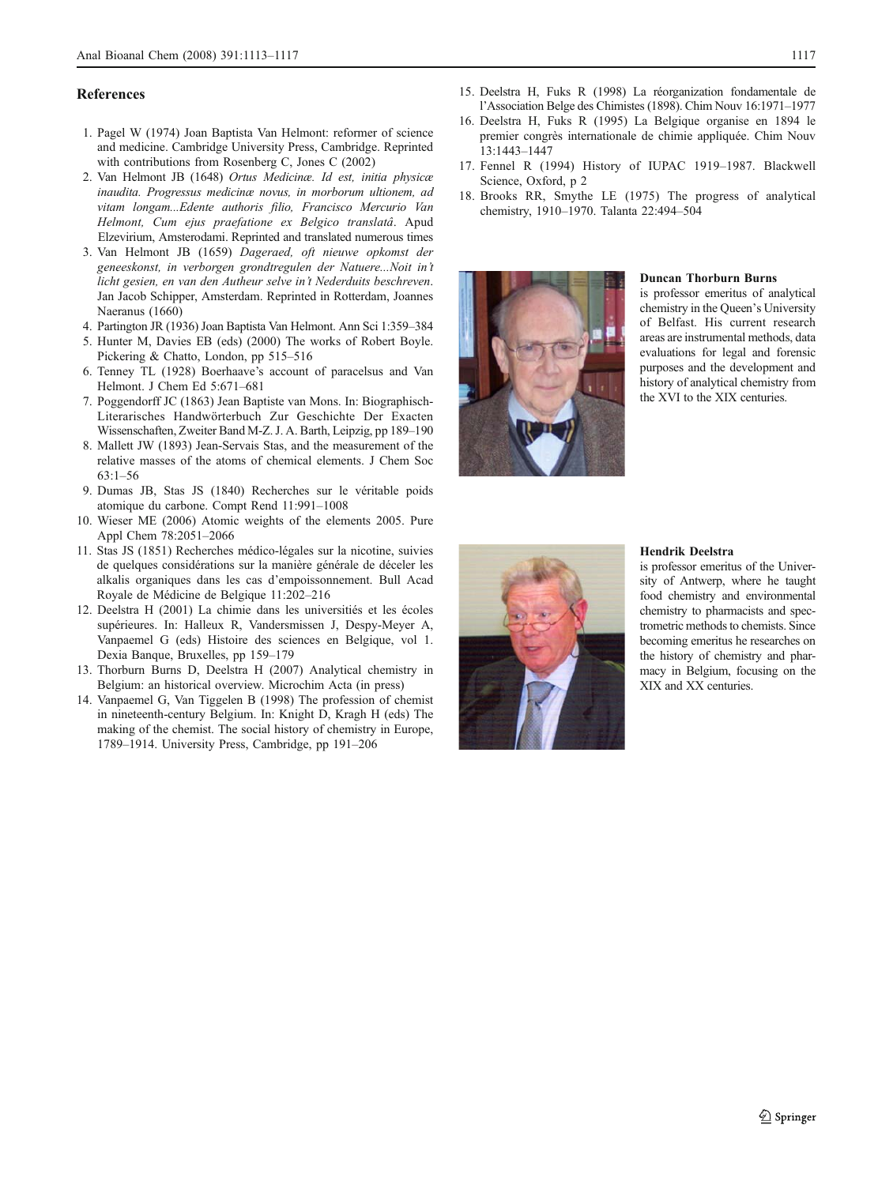## References

1. Pagel W (1974) Joan Baptista Van Helmont: reformer of science and medicine. Cambridge University Press, Cambridge. Reprinted with contributions from Rosenberg C, Jones C (2002)
2. Van Helmont JB (1648) *Ortus Medicinæ. Id est, initia physicæ inaudita. Progressus medicinæ novus, in morborum ultionem, ad vitam longam...Edente authoris filio, Francisco Mercurio Van Helmont, Cum ejus praefatione ex Belgico translatâ*. Apud Elzevirium, Amsterodami. Reprinted and translated numerous times
3. Van Helmont JB (1659) *Dageraed, oft nieuwe opkomst der geneeskonst, in verborgen grondtregulen der Natuere...Noit in't licht gesien, en van den Autheur selve in't Nederduits beschreven*. Jan Jacob Schipper, Amsterdam. Reprinted in Rotterdam, Joannes Naeranus (1660)
4. Partington JR (1936) Joan Baptista Van Helmont. Ann Sci 1:359–384
5. Hunter M, Davies EB (eds) (2000) The works of Robert Boyle. Pickering & Chatto, London, pp 515–516
6. Tenney TL (1928) Boerhaave's account of paracelsus and Van Helmont. J Chem Ed 5:671–681
7. Poggendorff JC (1863) Jean Baptiste van Mons. In: Biographisch-Literarisches Handwörterbuch Zur Geschichte Der Exacten Wissenschaften, Zweiter Band M-Z. J. A. Barth, Leipzig, pp 189–190
8. Mallett JW (1893) Jean-Servais Stas, and the measurement of the relative masses of the atoms of chemical elements. J Chem Soc 63:1–56
9. Dumas JB, Stas JS (1840) Recherches sur le véritable poids atomique du carbone. Compt Rend 11:991–1008
10. Wieser ME (2006) Atomic weights of the elements 2005. Pure Appl Chem 78:2051–2066
11. Stas JS (1851) Recherches médico-légales sur la nicotine, suivies de quelques considérations sur la manière générale de déceler les alkalis organiques dans les cas d'empoissonnement. Bull Acad Royale de Médicine de Belgique 11:202–216
12. Deelstra H (2001) La chimie dans les universitiés et les écoles supérieures. In: Halleux R, Vandersmissen J, Despy-Meyer A, Vanpaemel G (eds) Histoire des sciences en Belgique, vol 1. Dexia Banque, Bruxelles, pp 159–179
13. Thorburn Burns D, Deelstra H (2007) Analytical chemistry in Belgium: an historical overview. Microchim Acta (in press)
14. Vanpaemel G, Van Tiggelen B (1998) The profession of chemist in nineteenth-century Belgium. In: Knight D, Kragh H (eds) The making of the chemist. The social history of chemistry in Europe, 1789–1914. University Press, Cambridge, pp 191–206
15. Deelstra H, Fuks R (1998) La réorganization fondamentale de l'Association Belge des Chimistes (1898). Chim Nouv 16:1971–1977
16. Deelstra H, Fuks R (1995) La Belgique organise en 1894 le premier congrès internationale de chimie appliquée. Chim Nouv 13:1443–1447
17. Fennel R (1994) History of IUPAC 1919–1987. Blackwell Science, Oxford, p 2
18. Brooks RR, Smythe LE (1975) The progress of analytical chemistry, 1910–1970. Talanta 22:494–504

**Duncan Thorburn Burns** is professor emeritus of analytical chemistry in the Queen's University of Belfast. His current research areas are instrumental methods, data evaluations for legal and forensic purposes and the development and history of analytical chemistry from the XVI to the XIX centuries.

**Hendrik Deelstra** is professor emeritus of the University of Antwerp, where he taught food chemistry and environmental chemistry to pharmacists and spectrometric methods to chemists. Since becoming emeritus he researches on the history of chemistry and pharmacy in Belgium, focusing on the XIX and XX centuries.